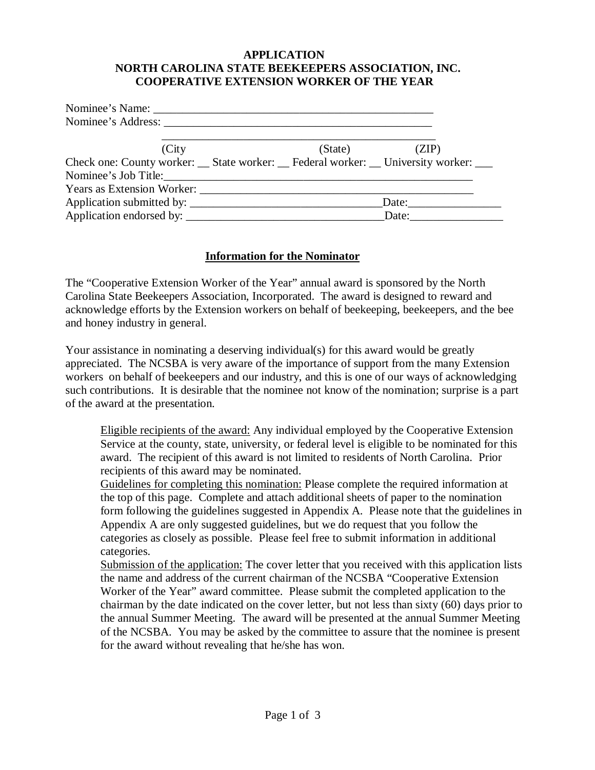**APPLICATION**
**NORTH CAROLINA STATE BEEKEEPERS ASSOCIATION, INC.**
**COOPERATIVE EXTENSION WORKER OF THE YEAR**

Nominee's Name: _________________________________________________

Nominee's Address: ______________________________________________

_________________________________________________

(City (State) (ZIP)

Check one: County worker: __ State worker: __ Federal worker: __ University worker: ___

Nominee's Job Title:______________________________________________________

Years as Extension Worker: ________________________________________________

Application submitted by: ________________________________Date:________________

Application endorsed by: _________________________________Date:________________

## Information for the Nominator

The "Cooperative Extension Worker of the Year" annual award is sponsored by the North Carolina State Beekeepers Association, Incorporated. The award is designed to reward and acknowledge efforts by the Extension workers on behalf of beekeeping, beekeepers, and the bee and honey industry in general.

Your assistance in nominating a deserving individual(s) for this award would be greatly appreciated. The NCSBA is very aware of the importance of support from the many Extension workers on behalf of beekeepers and our industry, and this is one of our ways of acknowledging such contributions. It is desirable that the nominee not know of the nomination; surprise is a part of the award at the presentation.

Eligible recipients of the award: Any individual employed by the Cooperative Extension Service at the county, state, university, or federal level is eligible to be nominated for this award. The recipient of this award is not limited to residents of North Carolina. Prior recipients of this award may be nominated.

Guidelines for completing this nomination: Please complete the required information at the top of this page. Complete and attach additional sheets of paper to the nomination form following the guidelines suggested in Appendix A. Please note that the guidelines in Appendix A are only suggested guidelines, but we do request that you follow the categories as closely as possible. Please feel free to submit information in additional categories.

Submission of the application: The cover letter that you received with this application lists the name and address of the current chairman of the NCSBA "Cooperative Extension Worker of the Year" award committee. Please submit the completed application to the chairman by the date indicated on the cover letter, but not less than sixty (60) days prior to the annual Summer Meeting. The award will be presented at the annual Summer Meeting of the NCSBA. You may be asked by the committee to assure that the nominee is present for the award without revealing that he/she has won.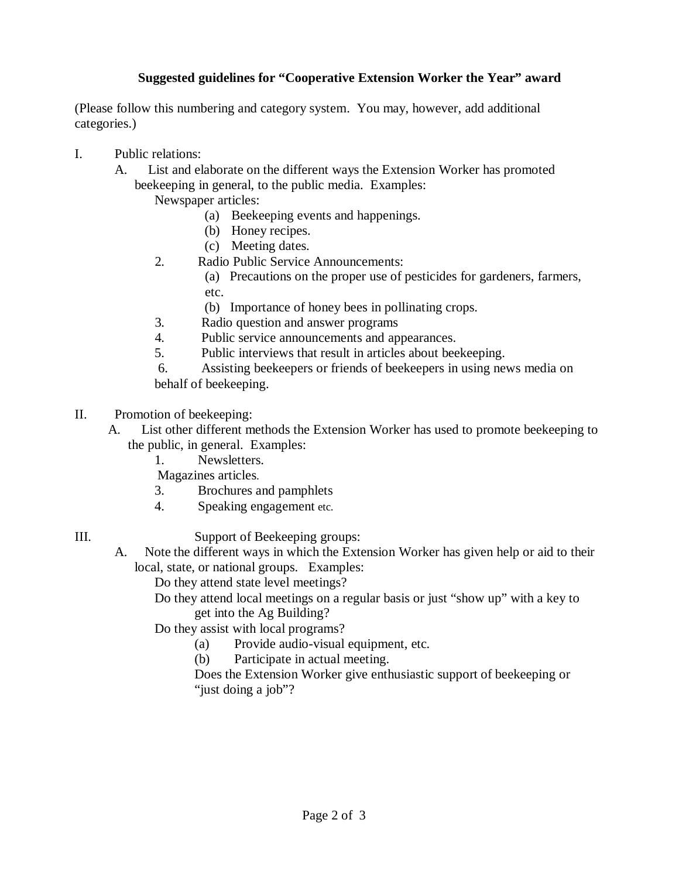**Suggested guidelines for "Cooperative Extension Worker the Year" award**

(Please follow this numbering and category system. You may, however, add additional categories.)

I. Public relations:

   A. List and elaborate on the different ways the Extension Worker has promoted beekeeping in general, to the public media. Examples:

      Newspaper articles:

         (a) Beekeeping events and happenings.
         (b) Honey recipes.
         (c) Meeting dates.

      2. Radio Public Service Announcements:

         (a) Precautions on the proper use of pesticides for gardeners, farmers, etc.
         (b) Importance of honey bees in pollinating crops.

      3. Radio question and answer programs
      4. Public service announcements and appearances.
      5. Public interviews that result in articles about beekeeping.
      6. Assisting beekeepers or friends of beekeepers in using news media on behalf of beekeeping.

II. Promotion of beekeeping:

   A. List other different methods the Extension Worker has used to promote beekeeping to the public, in general. Examples:

      1. Newsletters.
      Magazines articles.
      3. Brochures and pamphlets
      4. Speaking engagement etc.

III. Support of Beekeeping groups:

   A. Note the different ways in which the Extension Worker has given help or aid to their local, state, or national groups. Examples:

      Do they attend state level meetings?

      Do they attend local meetings on a regular basis or just "show up" with a key to get into the Ag Building?

      Do they assist with local programs?

         (a) Provide audio-visual equipment, etc.
         (b) Participate in actual meeting.

         Does the Extension Worker give enthusiastic support of beekeeping or "just doing a job"?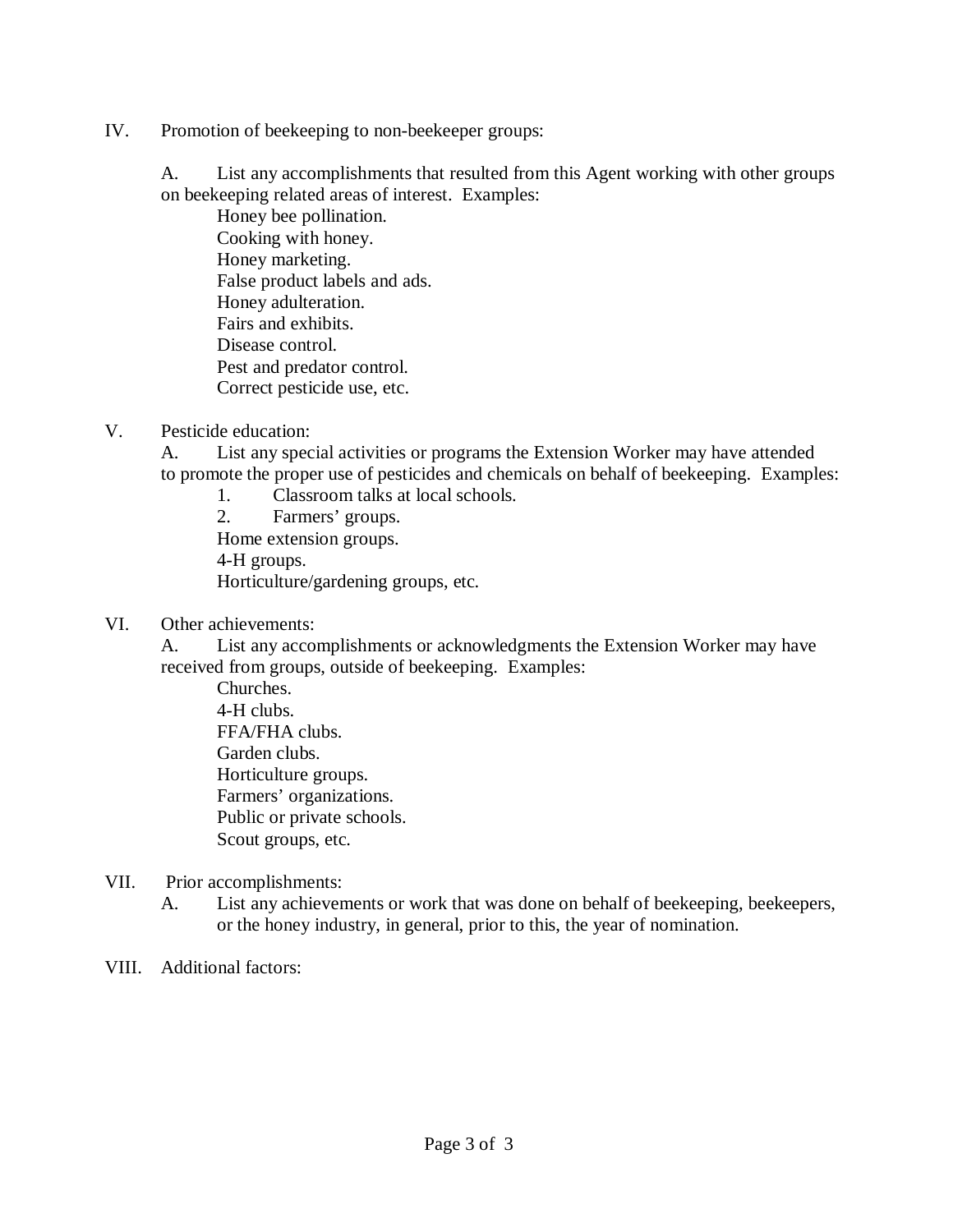IV. Promotion of beekeeping to non-beekeeper groups:

A. List any accomplishments that resulted from this Agent working with other groups on beekeeping related areas of interest. Examples:

Honey bee pollination.
Cooking with honey.
Honey marketing.
False product labels and ads.
Honey adulteration.
Fairs and exhibits.
Disease control.
Pest and predator control.
Correct pesticide use, etc.

V. Pesticide education:

A. List any special activities or programs the Extension Worker may have attended to promote the proper use of pesticides and chemicals on behalf of beekeeping. Examples:

1. Classroom talks at local schools.
2. Farmers' groups.

Home extension groups.
4-H groups.
Horticulture/gardening groups, etc.

VI. Other achievements:

A. List any accomplishments or acknowledgments the Extension Worker may have received from groups, outside of beekeeping. Examples:

Churches.
4-H clubs.
FFA/FHA clubs.
Garden clubs.
Horticulture groups.
Farmers' organizations.
Public or private schools.
Scout groups, etc.

VII. Prior accomplishments:

A. List any achievements or work that was done on behalf of beekeeping, beekeepers, or the honey industry, in general, prior to this, the year of nomination.

VIII. Additional factors: